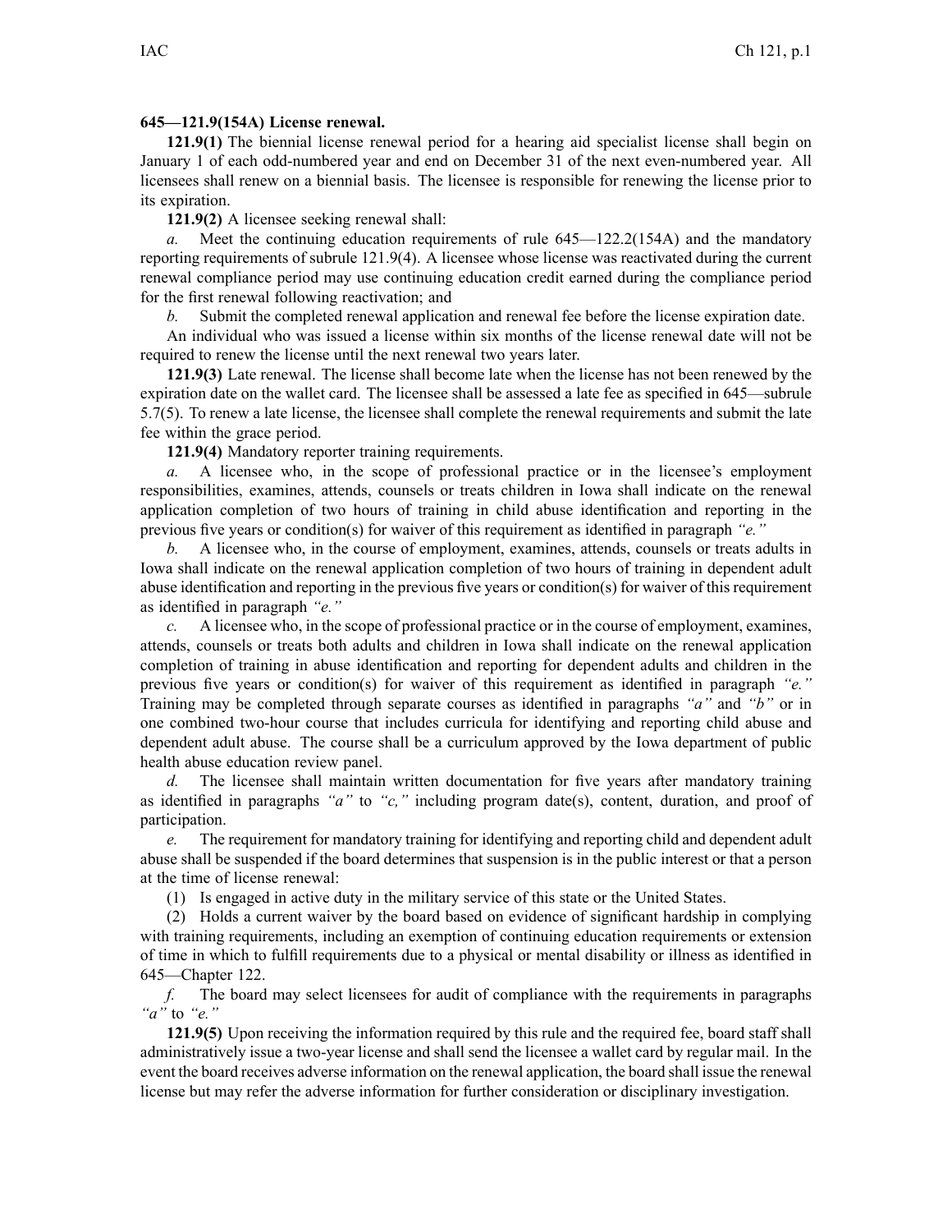**645—121.9(154A) License renewal.**

**121.9(1)** The biennial license renewal period for a hearing aid specialist license shall begin on January 1 of each odd-numbered year and end on December 31 of the next even-numbered year. All licensees shall renew on a biennial basis. The licensee is responsible for renewing the license prior to its expiration.

**121.9(2)** A licensee seeking renewal shall:

*a.* Meet the continuing education requirements of rule 645—122.2(154A) and the mandatory reporting requirements of subrule 121.9(4). A licensee whose license was reactivated during the current renewal compliance period may use continuing education credit earned during the compliance period for the first renewal following reactivation; and

*b.* Submit the completed renewal application and renewal fee before the license expiration date.

An individual who was issued a license within six months of the license renewal date will not be required to renew the license until the next renewal two years later.

**121.9(3)** Late renewal. The license shall become late when the license has not been renewed by the expiration date on the wallet card. The licensee shall be assessed a late fee as specified in 645—subrule 5.7(5). To renew a late license, the licensee shall complete the renewal requirements and submit the late fee within the grace period.

**121.9(4)** Mandatory reporter training requirements.

*a.* A licensee who, in the scope of professional practice or in the licensee's employment responsibilities, examines, attends, counsels or treats children in Iowa shall indicate on the renewal application completion of two hours of training in child abuse identification and reporting in the previous five years or condition(s) for waiver of this requirement as identified in paragraph *"e."*

*b.* A licensee who, in the course of employment, examines, attends, counsels or treats adults in Iowa shall indicate on the renewal application completion of two hours of training in dependent adult abuse identification and reporting in the previous five years or condition(s) for waiver of this requirement as identified in paragraph *"e."*

*c.* A licensee who, in the scope of professional practice or in the course of employment, examines, attends, counsels or treats both adults and children in Iowa shall indicate on the renewal application completion of training in abuse identification and reporting for dependent adults and children in the previous five years or condition(s) for waiver of this requirement as identified in paragraph *"e."* Training may be completed through separate courses as identified in paragraphs *"a"* and *"b"* or in one combined two-hour course that includes curricula for identifying and reporting child abuse and dependent adult abuse. The course shall be a curriculum approved by the Iowa department of public health abuse education review panel.

*d.* The licensee shall maintain written documentation for five years after mandatory training as identified in paragraphs *"a"* to *"c,"* including program date(s), content, duration, and proof of participation.

*e.* The requirement for mandatory training for identifying and reporting child and dependent adult abuse shall be suspended if the board determines that suspension is in the public interest or that a person at the time of license renewal:

(1) Is engaged in active duty in the military service of this state or the United States.

(2) Holds a current waiver by the board based on evidence of significant hardship in complying with training requirements, including an exemption of continuing education requirements or extension of time in which to fulfill requirements due to a physical or mental disability or illness as identified in 645—Chapter 122.

*f.* The board may select licensees for audit of compliance with the requirements in paragraphs *"a"* to *"e."*

**121.9(5)** Upon receiving the information required by this rule and the required fee, board staff shall administratively issue a two-year license and shall send the licensee a wallet card by regular mail. In the event the board receives adverse information on the renewal application, the board shall issue the renewal license but may refer the adverse information for further consideration or disciplinary investigation.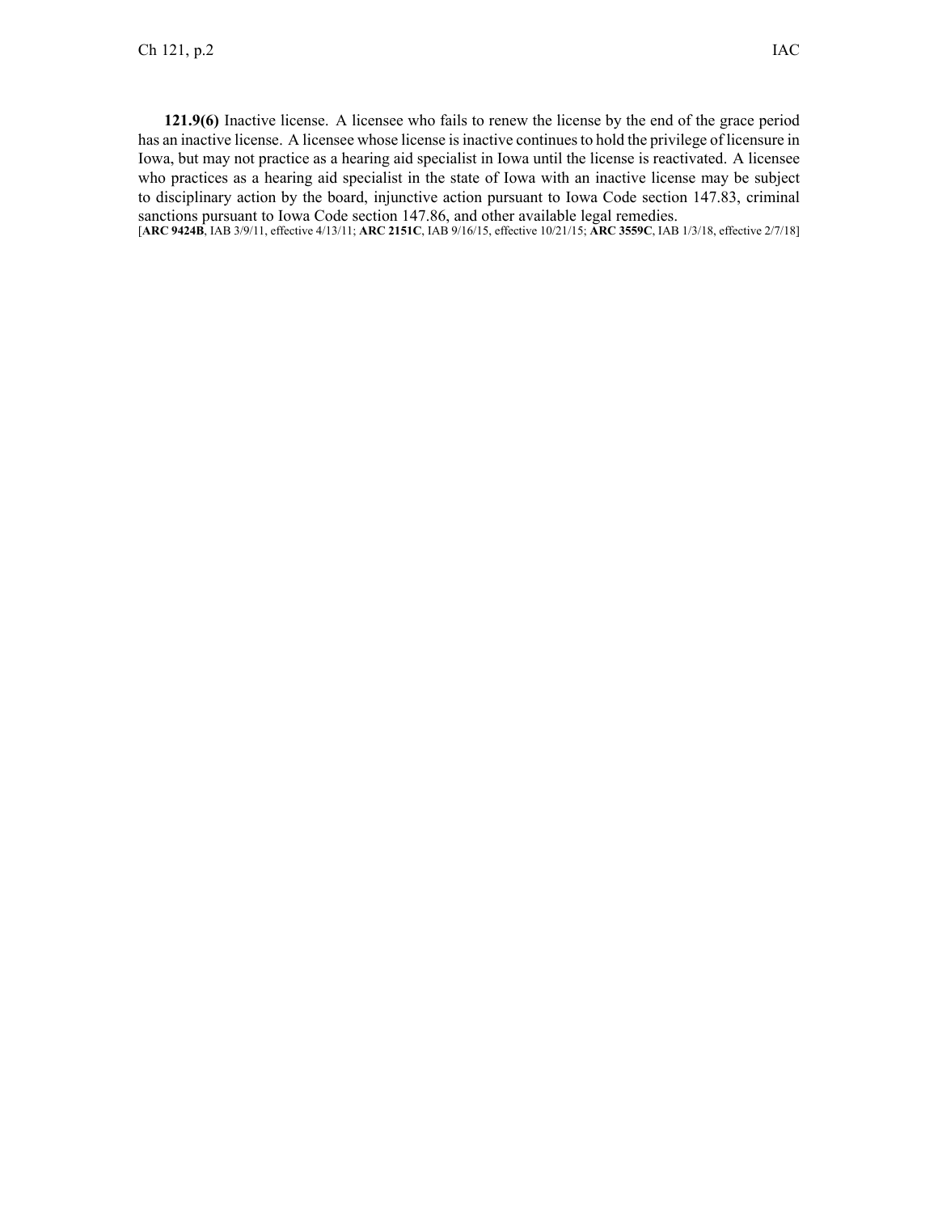**121.9(6)** Inactive license. A licensee who fails to renew the license by the end of the grace period has an inactive license. A licensee whose license is inactive continues to hold the privilege of licensure in Iowa, but may not practice as a hearing aid specialist in Iowa until the license is reactivated. A licensee who practices as a hearing aid specialist in the state of Iowa with an inactive license may be subject to disciplinary action by the board, injunctive action pursuant to Iowa Code section 147.83, criminal sanctions pursuant to Iowa Code section 147.86, and other available legal remedies.

[**ARC 9424B**, IAB 3/9/11, effective 4/13/11; **ARC 2151C**, IAB 9/16/15, effective 10/21/15; **ARC 3559C**, IAB 1/3/18, effective 2/7/18]